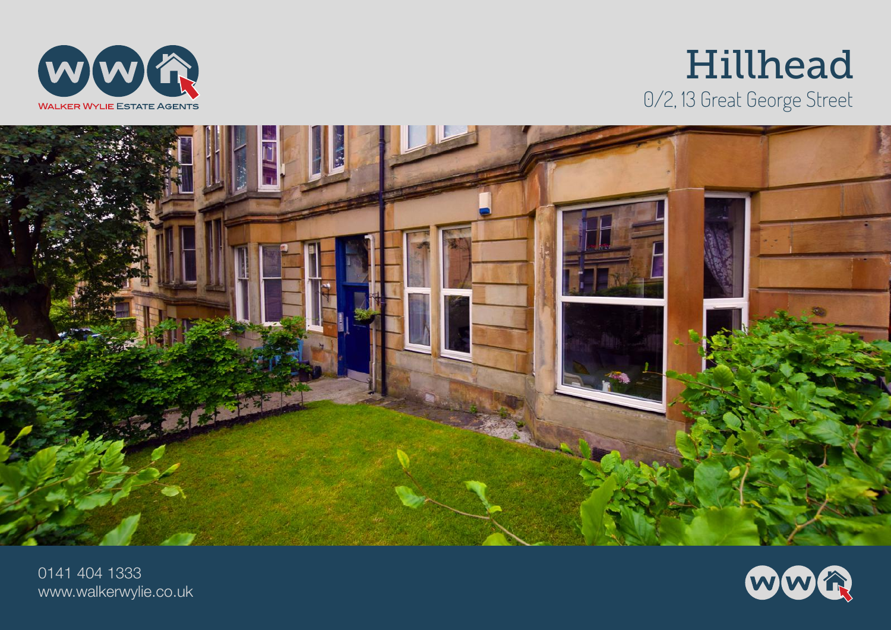WALKER WYLIE ESTATE AGENTS

# Hillhead

## 0/2, 13 Great George Street

0141 404 1333
www.walkerwylie.co.uk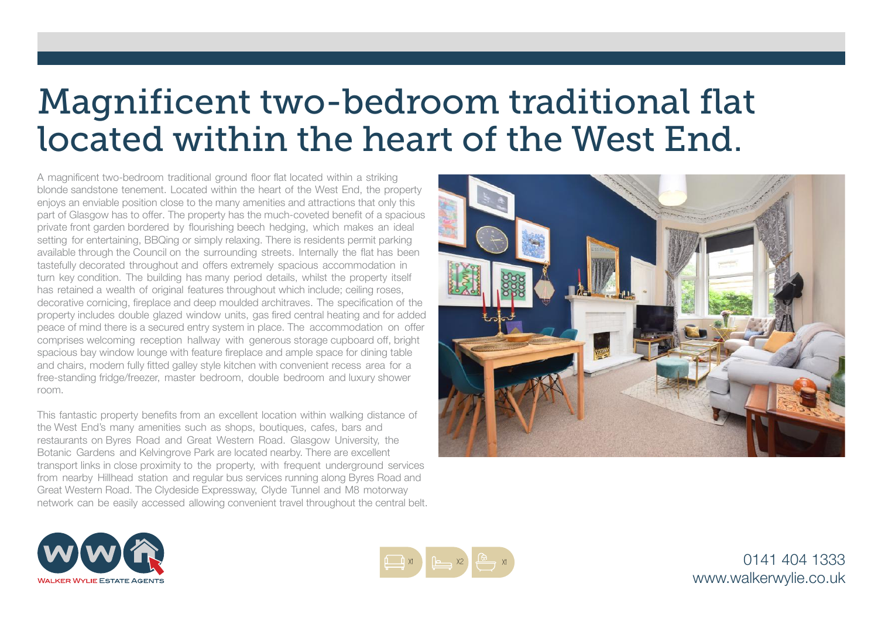# Magnificent two-bedroom traditional flat located within the heart of the West End.

A magnificent two-bedroom traditional ground floor flat located within a striking blonde sandstone tenement. Located within the heart of the West End, the property enjoys an enviable position close to the many amenities and attractions that only this part of Glasgow has to offer. The property has the much-coveted benefit of a spacious private front garden bordered by flourishing beech hedging, which makes an ideal setting for entertaining, BBQing or simply relaxing. There is residents permit parking available through the Council on the surrounding streets. Internally the flat has been tastefully decorated throughout and offers extremely spacious accommodation in turn key condition. The building has many period details, whilst the property itself has retained a wealth of original features throughout which include; ceiling roses, decorative cornicing, fireplace and deep moulded architraves. The specification of the property includes double glazed window units, gas fired central heating and for added peace of mind there is a secured entry system in place. The accommodation on offer comprises welcoming reception hallway with generous storage cupboard off, bright spacious bay window lounge with feature fireplace and ample space for dining table and chairs, modern fully fitted galley style kitchen with convenient recess area for a free-standing fridge/freezer, master bedroom, double bedroom and luxury shower room.

This fantastic property benefits from an excellent location within walking distance of the West End's many amenities such as shops, boutiques, cafes, bars and restaurants on Byres Road and Great Western Road. Glasgow University, the Botanic Gardens and Kelvingrove Park are located nearby. There are excellent transport links in close proximity to the property, with frequent underground services from nearby Hillhead station and regular bus services running along Byres Road and Great Western Road. The Clydeside Expressway, Clyde Tunnel and M8 motorway network can be easily accessed allowing convenient travel throughout the central belt.

WALKER WYLIE ESTATE AGENTS

X1 X2 X1

0141 404 1333
www.walkerwylie.co.uk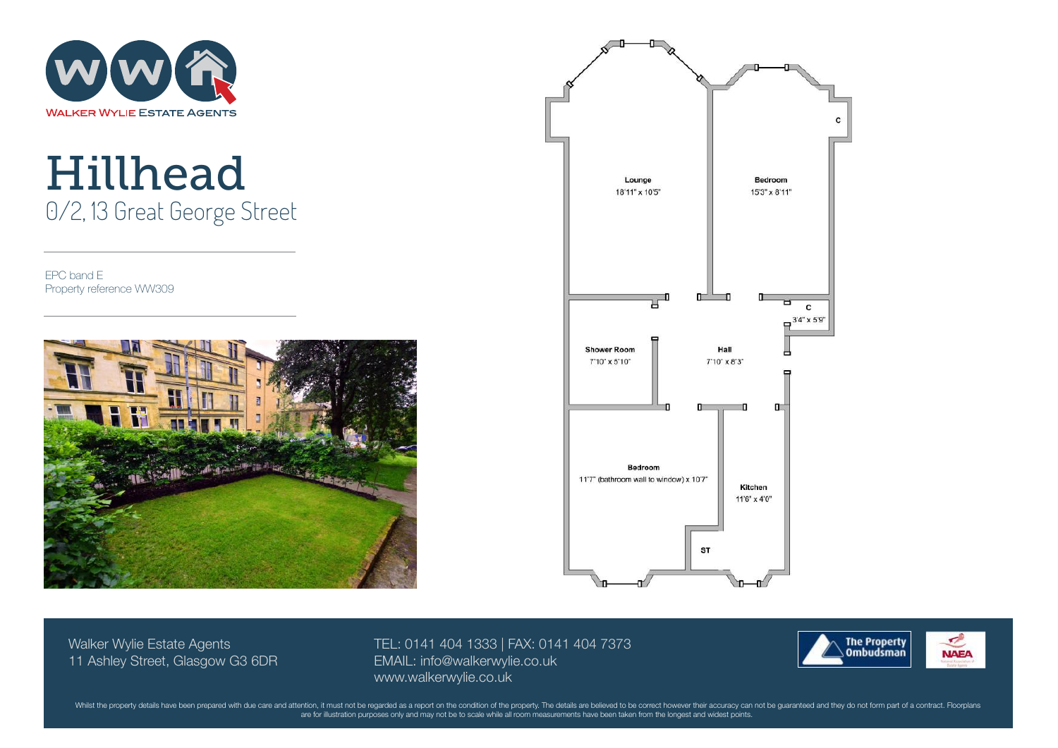WALKER WYLIE ESTATE AGENTS

# Hillhead

## 0/2, 13 Great George Street

EPC band E
Property reference WW309

Lounge
18'11" x 10'5"

Bedroom
15'3" x 8'11"

C

C
3'4" x 5'9"

Shower Room
7'10" x 5'10"

Hall
7'10" x 8'3"

Bedroom
11'7" (bathroom wall to window) x 10'7"

Kitchen
11'6" x 4'0"

ST

Walker Wylie Estate Agents
11 Ashley Street, Glasgow G3 6DR

TEL: 0141 404 1333 | FAX: 0141 404 7373
EMAIL: info@walkerwylie.co.uk
www.walkerwylie.co.uk

The Property Ombudsman

NAEA

Whilst the property details have been prepared with due care and attention, it must not be regarded as a report on the condition of the property. The details are believed to be correct however their accuracy can not be guaranteed and they do not form part of a contract. Floorplans are for illustration purposes only and may not be to scale while all room measurements have been taken from the longest and widest points.